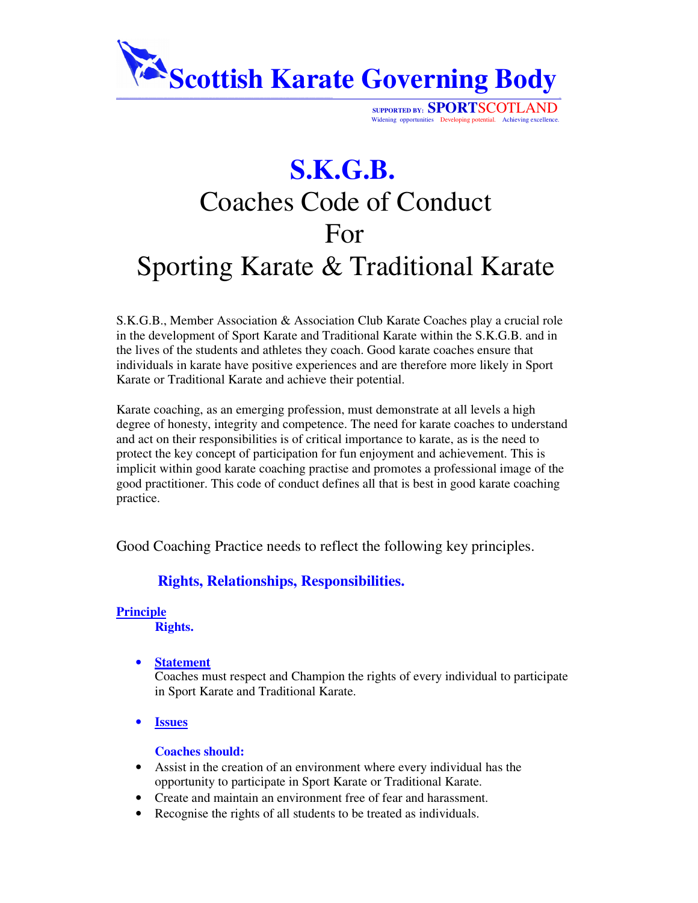# Scottish Karate Governing Body

SUPPORTED BY: SPORTSCOTLAND
Widening opportunities Developing potential. Achieving excellence.

# S.K.G.B.

## Coaches Code of Conduct For Sporting Karate & Traditional Karate

S.K.G.B., Member Association & Association Club Karate Coaches play a crucial role in the development of Sport Karate and Traditional Karate within the S.K.G.B. and in the lives of the students and athletes they coach. Good karate coaches ensure that individuals in karate have positive experiences and are therefore more likely in Sport Karate or Traditional Karate and achieve their potential.

Karate coaching, as an emerging profession, must demonstrate at all levels a high degree of honesty, integrity and competence. The need for karate coaches to understand and act on their responsibilities is of critical importance to karate, as is the need to protect the key concept of participation for fun enjoyment and achievement. This is implicit within good karate coaching practise and promotes a professional image of the good practitioner. This code of conduct defines all that is best in good karate coaching practice.

Good Coaching Practice needs to reflect the following key principles.

**Rights, Relationships, Responsibilities.**

**Principle**

**Rights.**

- **Statement**
  Coaches must respect and Champion the rights of every individual to participate in Sport Karate and Traditional Karate.

- **Issues**

  **Coaches should:**

- Assist in the creation of an environment where every individual has the opportunity to participate in Sport Karate or Traditional Karate.
- Create and maintain an environment free of fear and harassment.
- Recognise the rights of all students to be treated as individuals.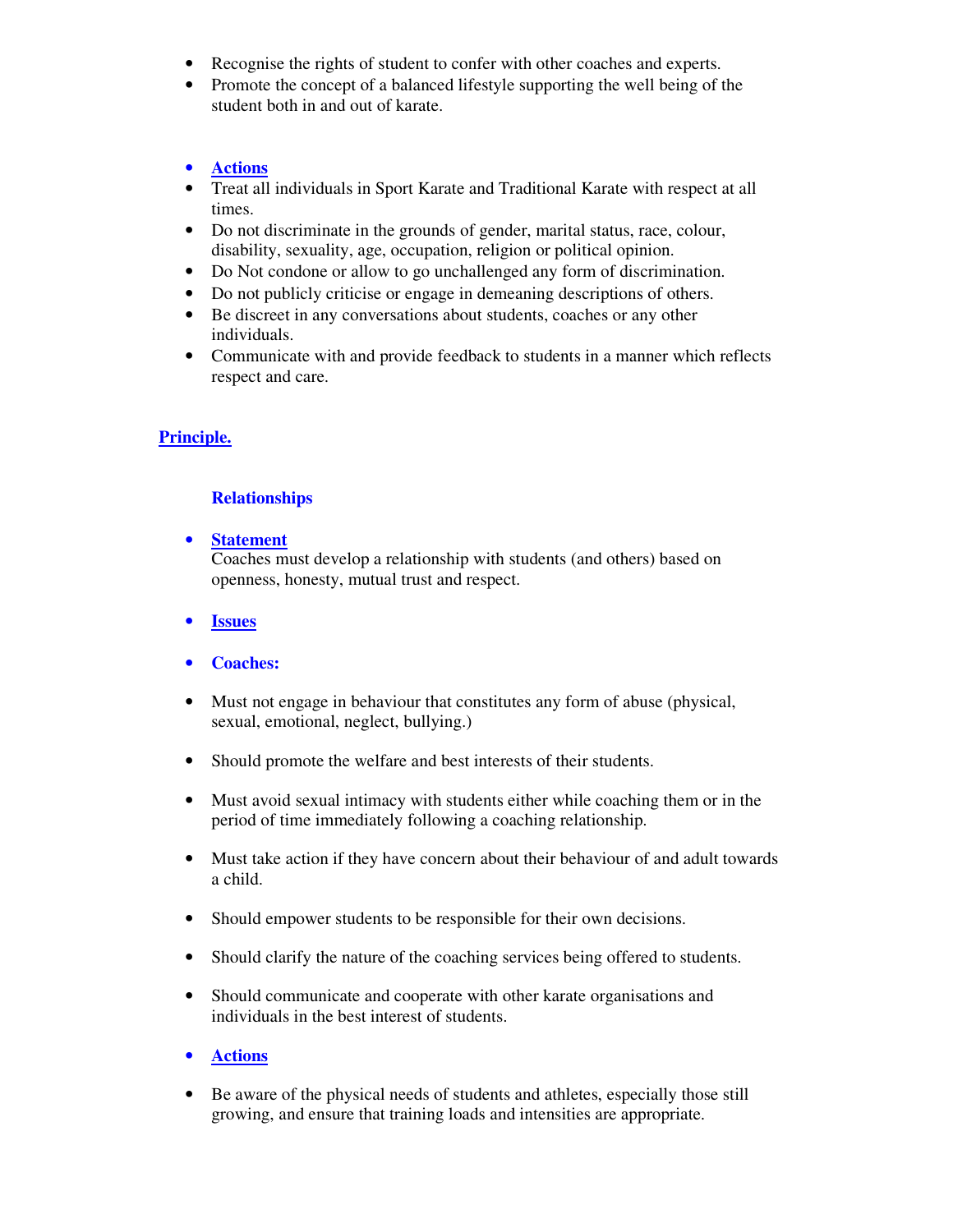- Recognise the rights of student to confer with other coaches and experts.
- Promote the concept of a balanced lifestyle supporting the well being of the student both in and out of karate.

- **Actions**
- Treat all individuals in Sport Karate and Traditional Karate with respect at all times.
- Do not discriminate in the grounds of gender, marital status, race, colour, disability, sexuality, age, occupation, religion or political opinion.
- Do Not condone or allow to go unchallenged any form of discrimination.
- Do not publicly criticise or engage in demeaning descriptions of others.
- Be discreet in any conversations about students, coaches or any other individuals.
- Communicate with and provide feedback to students in a manner which reflects respect and care.

## Principle.

### Relationships

- **Statement**
  Coaches must develop a relationship with students (and others) based on openness, honesty, mutual trust and respect.

- **Issues**

- **Coaches:**

- Must not engage in behaviour that constitutes any form of abuse (physical, sexual, emotional, neglect, bullying.)

- Should promote the welfare and best interests of their students.

- Must avoid sexual intimacy with students either while coaching them or in the period of time immediately following a coaching relationship.

- Must take action if they have concern about their behaviour of and adult towards a child.

- Should empower students to be responsible for their own decisions.

- Should clarify the nature of the coaching services being offered to students.

- Should communicate and cooperate with other karate organisations and individuals in the best interest of students.

- **Actions**

- Be aware of the physical needs of students and athletes, especially those still growing, and ensure that training loads and intensities are appropriate.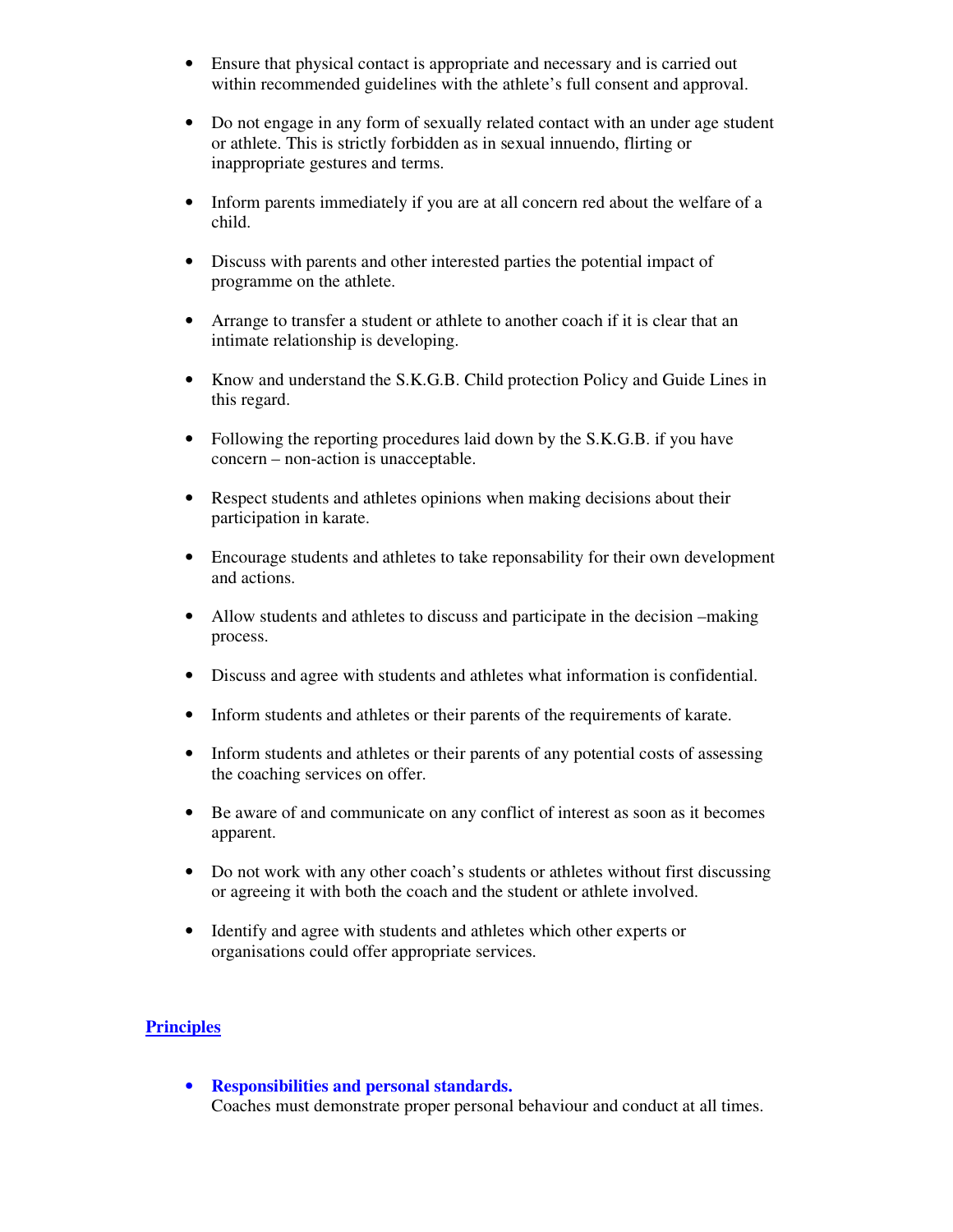- Ensure that physical contact is appropriate and necessary and is carried out within recommended guidelines with the athlete's full consent and approval.

- Do not engage in any form of sexually related contact with an under age student or athlete. This is strictly forbidden as in sexual innuendo, flirting or inappropriate gestures and terms.

- Inform parents immediately if you are at all concern red about the welfare of a child.

- Discuss with parents and other interested parties the potential impact of programme on the athlete.

- Arrange to transfer a student or athlete to another coach if it is clear that an intimate relationship is developing.

- Know and understand the S.K.G.B. Child protection Policy and Guide Lines in this regard.

- Following the reporting procedures laid down by the S.K.G.B. if you have concern – non-action is unacceptable.

- Respect students and athletes opinions when making decisions about their participation in karate.

- Encourage students and athletes to take reponsability for their own development and actions.

- Allow students and athletes to discuss and participate in the decision –making process.

- Discuss and agree with students and athletes what information is confidential.

- Inform students and athletes or their parents of the requirements of karate.

- Inform students and athletes or their parents of any potential costs of assessing the coaching services on offer.

- Be aware of and communicate on any conflict of interest as soon as it becomes apparent.

- Do not work with any other coach's students or athletes without first discussing or agreeing it with both the coach and the student or athlete involved.

- Identify and agree with students and athletes which other experts or organisations could offer appropriate services.

## Principles

- **Responsibilities and personal standards.**
  Coaches must demonstrate proper personal behaviour and conduct at all times.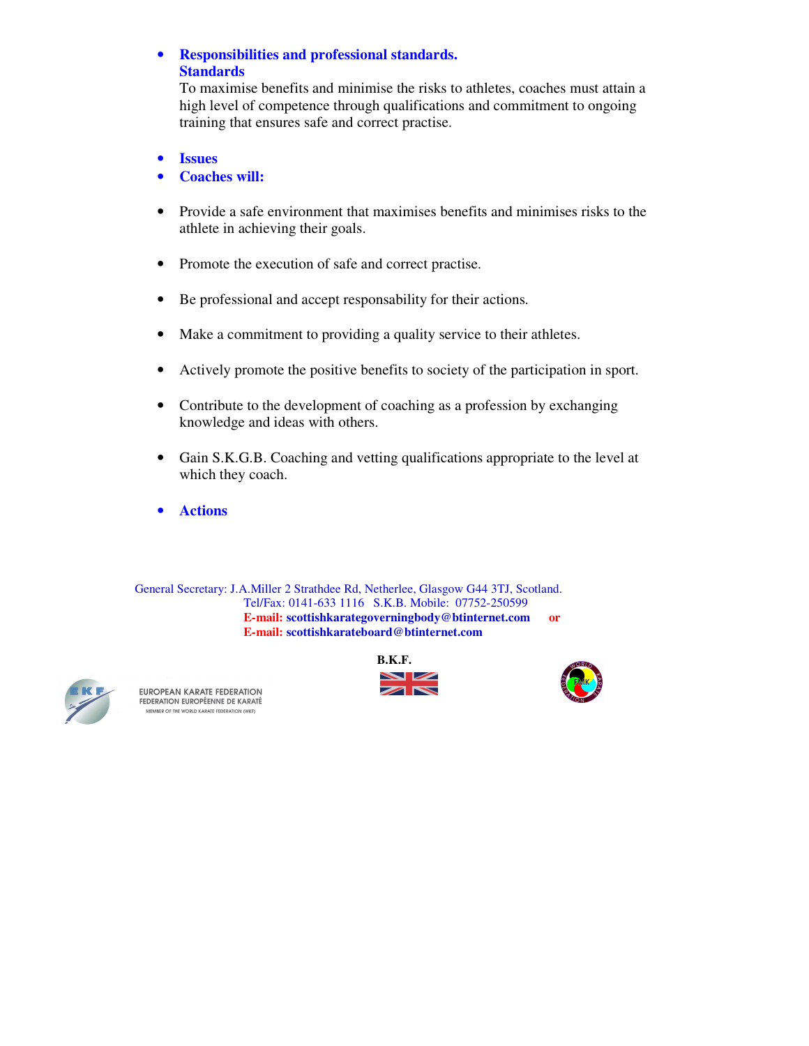- **Responsibilities and professional standards.**
  **Standards**
  To maximise benefits and minimise the risks to athletes, coaches must attain a high level of competence through qualifications and commitment to ongoing training that ensures safe and correct practise.

- **Issues**
- **Coaches will:**

- Provide a safe environment that maximises benefits and minimises risks to the athlete in achieving their goals.

- Promote the execution of safe and correct practise.

- Be professional and accept responsability for their actions.

- Make a commitment to providing a quality service to their athletes.

- Actively promote the positive benefits to society of the participation in sport.

- Contribute to the development of coaching as a profession by exchanging knowledge and ideas with others.

- Gain S.K.G.B. Coaching and vetting qualifications appropriate to the level at which they coach.

- **Actions**

General Secretary: J.A.Miller 2 Strathdee Rd, Netherlee, Glasgow G44 3TJ, Scotland.
Tel/Fax: 0141-633 1116 S.K.B. Mobile: 07752-250599
**E-mail: scottishkarategoverningbody@btinternet.com** **or**
**E-mail: scottishkarateboard@btinternet.com**

EUROPEAN KARATE FEDERATION
FEDERATION EUROPÉENNE DE KARATÉ
MEMBER OF THE WORLD KARATE FEDERATION (WKF)

**B.K.F.**